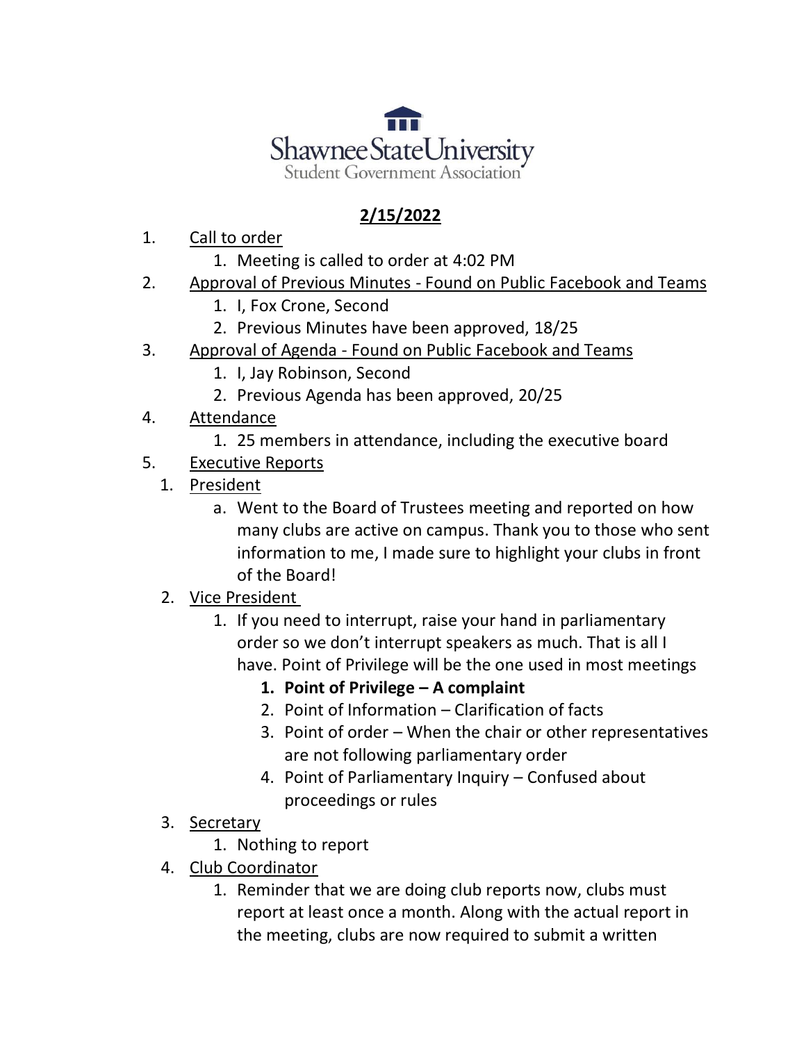Shawnee State University
Student Government Association

**2/15/2022**

1. Call to order
    1. Meeting is called to order at 4:02 PM
2. Approval of Previous Minutes - Found on Public Facebook and Teams
    1. I, Fox Crone, Second
    2. Previous Minutes have been approved, 18/25
3. Approval of Agenda - Found on Public Facebook and Teams
    1. I, Jay Robinson, Second
    2. Previous Agenda has been approved, 20/25
4. Attendance
    1. 25 members in attendance, including the executive board
5. Executive Reports
    1. President
        a. Went to the Board of Trustees meeting and reported on how many clubs are active on campus. Thank you to those who sent information to me, I made sure to highlight your clubs in front of the Board!
    2. Vice President
        1. If you need to interrupt, raise your hand in parliamentary order so we don't interrupt speakers as much. That is all I have. Point of Privilege will be the one used in most meetings
            1. **Point of Privilege – A complaint**
            2. Point of Information – Clarification of facts
            3. Point of order – When the chair or other representatives are not following parliamentary order
            4. Point of Parliamentary Inquiry – Confused about proceedings or rules
    3. Secretary
        1. Nothing to report
    4. Club Coordinator
        1. Reminder that we are doing club reports now, clubs must report at least once a month. Along with the actual report in the meeting, clubs are now required to submit a written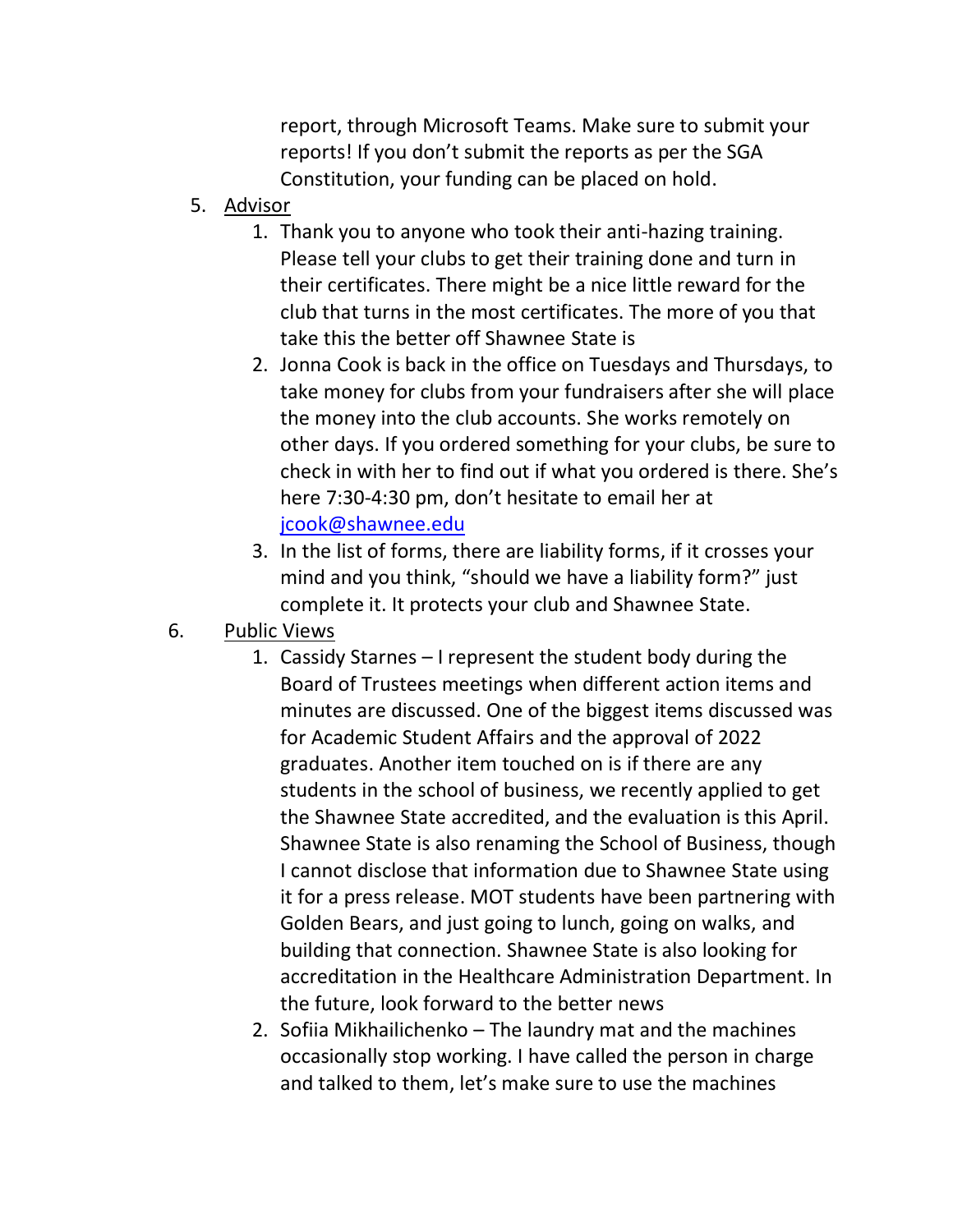report, through Microsoft Teams. Make sure to submit your reports! If you don't submit the reports as per the SGA Constitution, your funding can be placed on hold.

5. Advisor
    1. Thank you to anyone who took their anti-hazing training. Please tell your clubs to get their training done and turn in their certificates. There might be a nice little reward for the club that turns in the most certificates. The more of you that take this the better off Shawnee State is
    2. Jonna Cook is back in the office on Tuesdays and Thursdays, to take money for clubs from your fundraisers after she will place the money into the club accounts. She works remotely on other days. If you ordered something for your clubs, be sure to check in with her to find out if what you ordered is there. She's here 7:30-4:30 pm, don't hesitate to email her at [jcook@shawnee.edu](mailto:jcook@shawnee.edu)
    3. In the list of forms, there are liability forms, if it crosses your mind and you think, "should we have a liability form?" just complete it. It protects your club and Shawnee State.

6. Public Views
    1. Cassidy Starnes – I represent the student body during the Board of Trustees meetings when different action items and minutes are discussed. One of the biggest items discussed was for Academic Student Affairs and the approval of 2022 graduates. Another item touched on is if there are any students in the school of business, we recently applied to get the Shawnee State accredited, and the evaluation is this April. Shawnee State is also renaming the School of Business, though I cannot disclose that information due to Shawnee State using it for a press release. MOT students have been partnering with Golden Bears, and just going to lunch, going on walks, and building that connection. Shawnee State is also looking for accreditation in the Healthcare Administration Department. In the future, look forward to the better news
    2. Sofiia Mikhailichenko – The laundry mat and the machines occasionally stop working. I have called the person in charge and talked to them, let's make sure to use the machines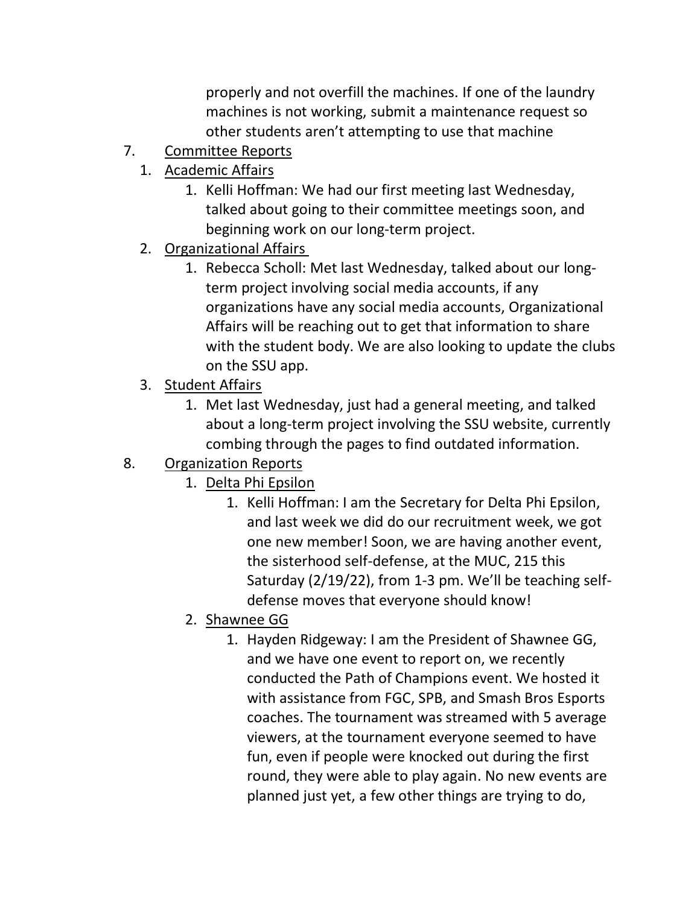properly and not overfill the machines. If one of the laundry machines is not working, submit a maintenance request so other students aren't attempting to use that machine

7. Committee Reports
    1. Academic Affairs
        1. Kelli Hoffman: We had our first meeting last Wednesday, talked about going to their committee meetings soon, and beginning work on our long-term project.
    2. Organizational Affairs
        1. Rebecca Scholl: Met last Wednesday, talked about our long-term project involving social media accounts, if any organizations have any social media accounts, Organizational Affairs will be reaching out to get that information to share with the student body. We are also looking to update the clubs on the SSU app.
    3. Student Affairs
        1. Met last Wednesday, just had a general meeting, and talked about a long-term project involving the SSU website, currently combing through the pages to find outdated information.
8. Organization Reports
    1. Delta Phi Epsilon
        1. Kelli Hoffman: I am the Secretary for Delta Phi Epsilon, and last week we did do our recruitment week, we got one new member! Soon, we are having another event, the sisterhood self-defense, at the MUC, 215 this Saturday (2/19/22), from 1-3 pm. We'll be teaching self-defense moves that everyone should know!
    2. Shawnee GG
        1. Hayden Ridgeway: I am the President of Shawnee GG, and we have one event to report on, we recently conducted the Path of Champions event. We hosted it with assistance from FGC, SPB, and Smash Bros Esports coaches. The tournament was streamed with 5 average viewers, at the tournament everyone seemed to have fun, even if people were knocked out during the first round, they were able to play again. No new events are planned just yet, a few other things are trying to do,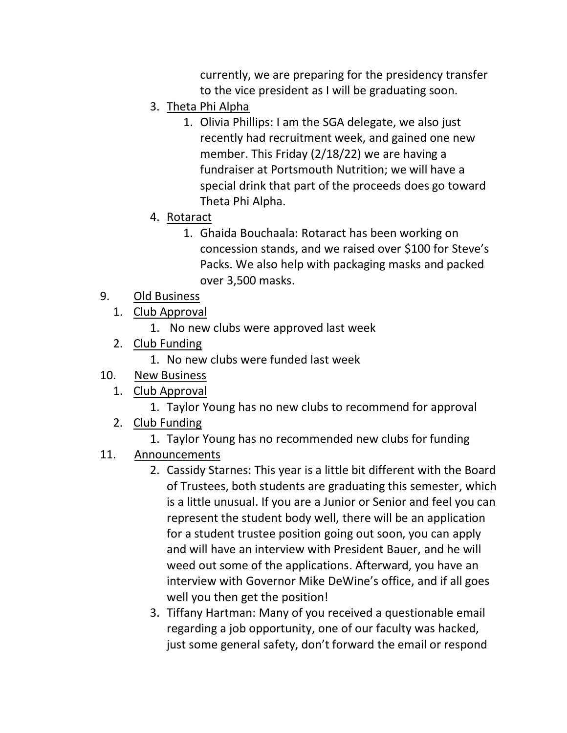currently, we are preparing for the presidency transfer to the vice president as I will be graduating soon.

3. Theta Phi Alpha
    1. Olivia Phillips: I am the SGA delegate, we also just recently had recruitment week, and gained one new member. This Friday (2/18/22) we are having a fundraiser at Portsmouth Nutrition; we will have a special drink that part of the proceeds does go toward Theta Phi Alpha.
4. Rotaract
    1. Ghaida Bouchaala: Rotaract has been working on concession stands, and we raised over $100 for Steve's Packs. We also help with packaging masks and packed over 3,500 masks.

9. Old Business
    1. Club Approval
        1. No new clubs were approved last week
    2. Club Funding
        1. No new clubs were funded last week
10. New Business
    1. Club Approval
        1. Taylor Young has no new clubs to recommend for approval
    2. Club Funding
        1. Taylor Young has no recommended new clubs for funding
11. Announcements
    2. Cassidy Starnes: This year is a little bit different with the Board of Trustees, both students are graduating this semester, which is a little unusual. If you are a Junior or Senior and feel you can represent the student body well, there will be an application for a student trustee position going out soon, you can apply and will have an interview with President Bauer, and he will weed out some of the applications. Afterward, you have an interview with Governor Mike DeWine's office, and if all goes well you then get the position!
    3. Tiffany Hartman: Many of you received a questionable email regarding a job opportunity, one of our faculty was hacked, just some general safety, don't forward the email or respond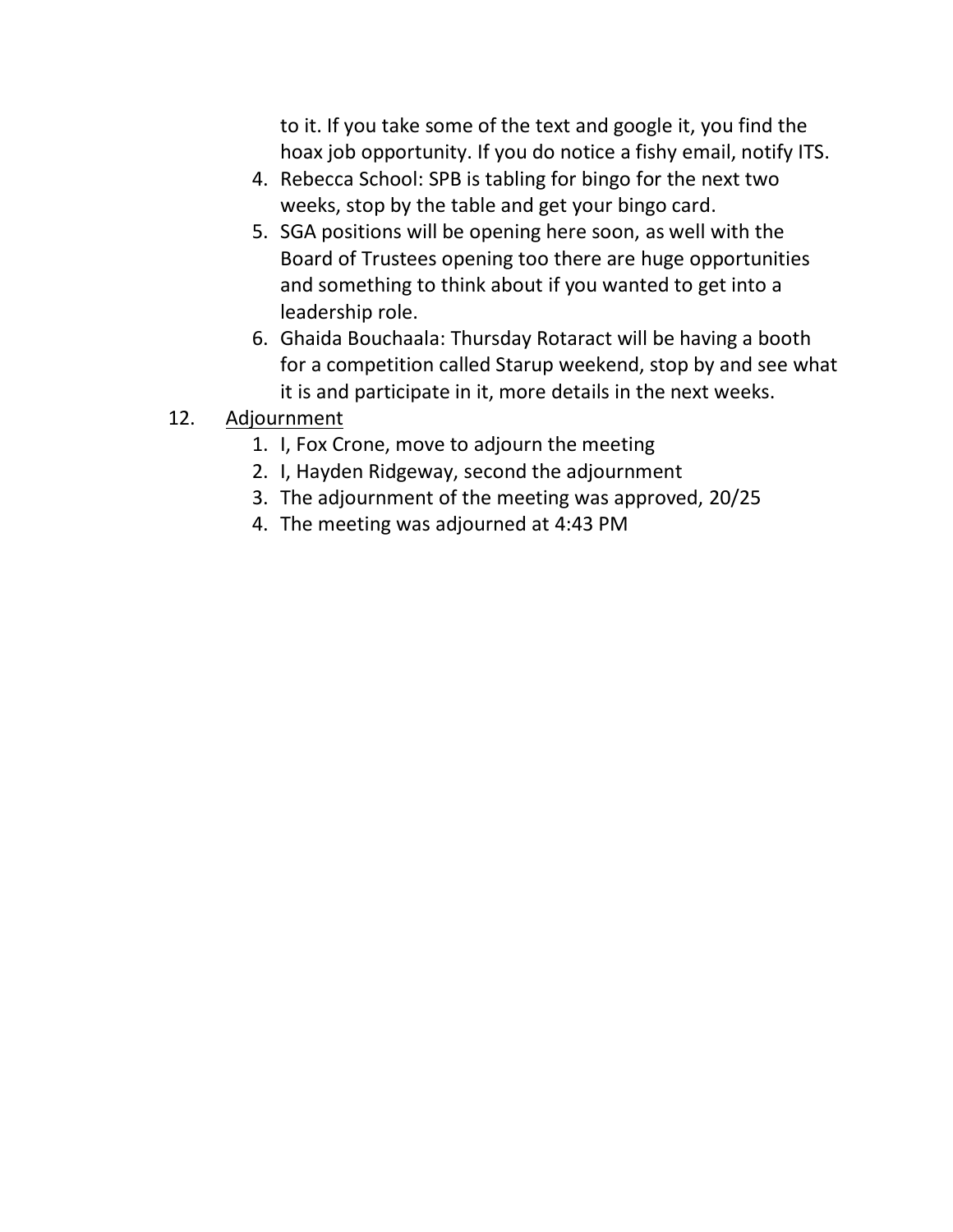to it. If you take some of the text and google it, you find the hoax job opportunity. If you do notice a fishy email, notify ITS.

4. Rebecca School: SPB is tabling for bingo for the next two weeks, stop by the table and get your bingo card.
5. SGA positions will be opening here soon, as well with the Board of Trustees opening too there are huge opportunities and something to think about if you wanted to get into a leadership role.
6. Ghaida Bouchaala: Thursday Rotaract will be having a booth for a competition called Starup weekend, stop by and see what it is and participate in it, more details in the next weeks.

12. <u>Adjournment</u>
    1. I, Fox Crone, move to adjourn the meeting
    2. I, Hayden Ridgeway, second the adjournment
    3. The adjournment of the meeting was approved, 20/25
    4. The meeting was adjourned at 4:43 PM